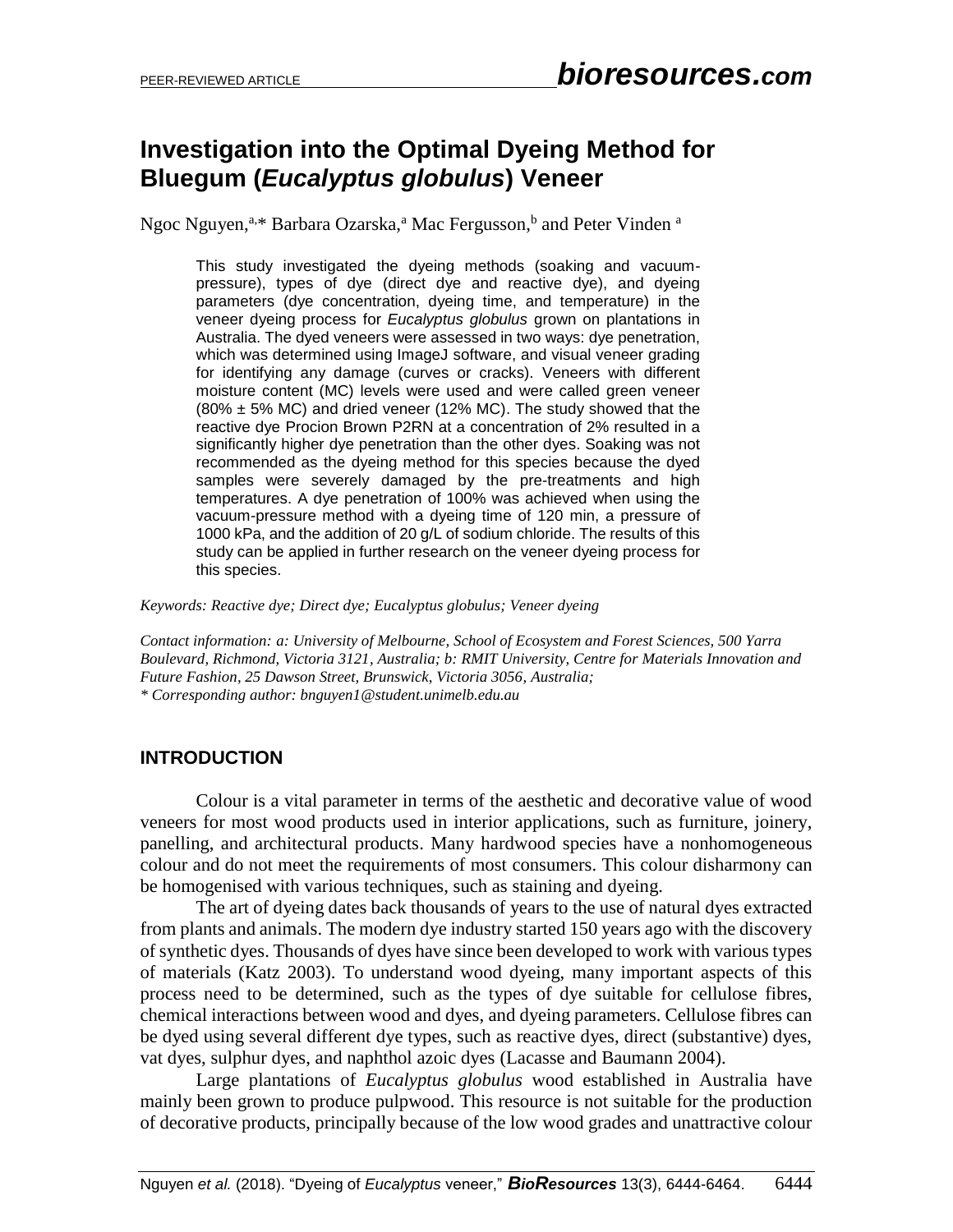# Investigation into the Optimal Dyeing Method for Bluegum (*Eucalyptus globulus*) Veneer

Ngoc Nguyen,[a,*] Barbara Ozarska,[a] Mac Fergusson,[b] and Peter Vinden [a]

This study investigated the dyeing methods (soaking and vacuum-pressure), types of dye (direct dye and reactive dye), and dyeing parameters (dye concentration, dyeing time, and temperature) in the veneer dyeing process for *Eucalyptus globulus* grown on plantations in Australia. The dyed veneers were assessed in two ways: dye penetration, which was determined using ImageJ software, and visual veneer grading for identifying any damage (curves or cracks). Veneers with different moisture content (MC) levels were used and were called green veneer (80% ± 5% MC) and dried veneer (12% MC). The study showed that the reactive dye Procion Brown P2RN at a concentration of 2% resulted in a significantly higher dye penetration than the other dyes. Soaking was not recommended as the dyeing method for this species because the dyed samples were severely damaged by the pre-treatments and high temperatures. A dye penetration of 100% was achieved when using the vacuum-pressure method with a dyeing time of 120 min, a pressure of 1000 kPa, and the addition of 20 g/L of sodium chloride. The results of this study can be applied in further research on the veneer dyeing process for this species.

*Keywords: Reactive dye; Direct dye; Eucalyptus globulus; Veneer dyeing*

*Contact information: a: University of Melbourne, School of Ecosystem and Forest Sciences, 500 Yarra Boulevard, Richmond, Victoria 3121, Australia; b: RMIT University, Centre for Materials Innovation and Future Fashion, 25 Dawson Street, Brunswick, Victoria 3056, Australia;*
*\* Corresponding author: bnguyen1@student.unimelb.edu.au*

## INTRODUCTION

Colour is a vital parameter in terms of the aesthetic and decorative value of wood veneers for most wood products used in interior applications, such as furniture, joinery, panelling, and architectural products. Many hardwood species have a nonhomogeneous colour and do not meet the requirements of most consumers. This colour disharmony can be homogenised with various techniques, such as staining and dyeing.

The art of dyeing dates back thousands of years to the use of natural dyes extracted from plants and animals. The modern dye industry started 150 years ago with the discovery of synthetic dyes. Thousands of dyes have since been developed to work with various types of materials (Katz 2003). To understand wood dyeing, many important aspects of this process need to be determined, such as the types of dye suitable for cellulose fibres, chemical interactions between wood and dyes, and dyeing parameters. Cellulose fibres can be dyed using several different dye types, such as reactive dyes, direct (substantive) dyes, vat dyes, sulphur dyes, and naphthol azoic dyes (Lacasse and Baumann 2004).

Large plantations of *Eucalyptus globulus* wood established in Australia have mainly been grown to produce pulpwood. This resource is not suitable for the production of decorative products, principally because of the low wood grades and unattractive colour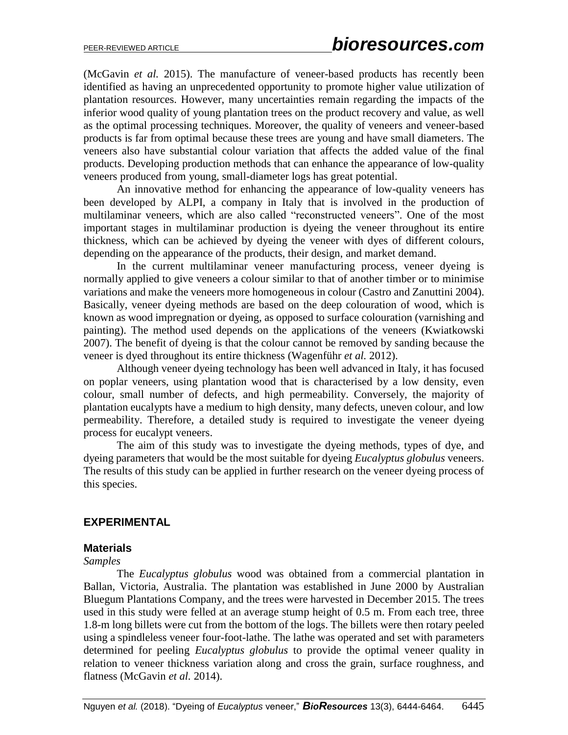(McGavin *et al.* 2015). The manufacture of veneer-based products has recently been identified as having an unprecedented opportunity to promote higher value utilization of plantation resources. However, many uncertainties remain regarding the impacts of the inferior wood quality of young plantation trees on the product recovery and value, as well as the optimal processing techniques. Moreover, the quality of veneers and veneer-based products is far from optimal because these trees are young and have small diameters. The veneers also have substantial colour variation that affects the added value of the final products. Developing production methods that can enhance the appearance of low-quality veneers produced from young, small-diameter logs has great potential.

An innovative method for enhancing the appearance of low-quality veneers has been developed by ALPI, a company in Italy that is involved in the production of multilaminar veneers, which are also called "reconstructed veneers". One of the most important stages in multilaminar production is dyeing the veneer throughout its entire thickness, which can be achieved by dyeing the veneer with dyes of different colours, depending on the appearance of the products, their design, and market demand.

In the current multilaminar veneer manufacturing process, veneer dyeing is normally applied to give veneers a colour similar to that of another timber or to minimise variations and make the veneers more homogeneous in colour (Castro and Zanuttini 2004). Basically, veneer dyeing methods are based on the deep colouration of wood, which is known as wood impregnation or dyeing, as opposed to surface colouration (varnishing and painting). The method used depends on the applications of the veneers (Kwiatkowski 2007). The benefit of dyeing is that the colour cannot be removed by sanding because the veneer is dyed throughout its entire thickness (Wagenführ *et al.* 2012).

Although veneer dyeing technology has been well advanced in Italy, it has focused on poplar veneers, using plantation wood that is characterised by a low density, even colour, small number of defects, and high permeability. Conversely, the majority of plantation eucalypts have a medium to high density, many defects, uneven colour, and low permeability. Therefore, a detailed study is required to investigate the veneer dyeing process for eucalypt veneers.

The aim of this study was to investigate the dyeing methods, types of dye, and dyeing parameters that would be the most suitable for dyeing *Eucalyptus globulus* veneers. The results of this study can be applied in further research on the veneer dyeing process of this species.

## EXPERIMENTAL

### Materials

*Samples*

The *Eucalyptus globulus* wood was obtained from a commercial plantation in Ballan, Victoria, Australia. The plantation was established in June 2000 by Australian Bluegum Plantations Company, and the trees were harvested in December 2015. The trees used in this study were felled at an average stump height of 0.5 m. From each tree, three 1.8-m long billets were cut from the bottom of the logs. The billets were then rotary peeled using a spindleless veneer four-foot-lathe. The lathe was operated and set with parameters determined for peeling *Eucalyptus globulus* to provide the optimal veneer quality in relation to veneer thickness variation along and cross the grain, surface roughness, and flatness (McGavin *et al.* 2014).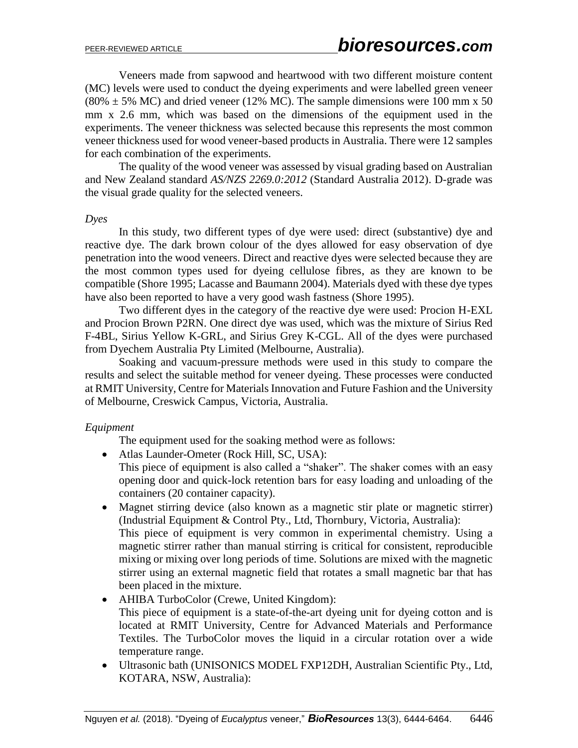Veneers made from sapwood and heartwood with two different moisture content (MC) levels were used to conduct the dyeing experiments and were labelled green veneer (80% ± 5% MC) and dried veneer (12% MC). The sample dimensions were 100 mm x 50 mm x 2.6 mm, which was based on the dimensions of the equipment used in the experiments. The veneer thickness was selected because this represents the most common veneer thickness used for wood veneer-based products in Australia. There were 12 samples for each combination of the experiments.

The quality of the wood veneer was assessed by visual grading based on Australian and New Zealand standard *AS/NZS 2269.0:2012* (Standard Australia 2012). D-grade was the visual grade quality for the selected veneers.

*Dyes*

In this study, two different types of dye were used: direct (substantive) dye and reactive dye. The dark brown colour of the dyes allowed for easy observation of dye penetration into the wood veneers. Direct and reactive dyes were selected because they are the most common types used for dyeing cellulose fibres, as they are known to be compatible (Shore 1995; Lacasse and Baumann 2004). Materials dyed with these dye types have also been reported to have a very good wash fastness (Shore 1995).

Two different dyes in the category of the reactive dye were used: Procion H-EXL and Procion Brown P2RN. One direct dye was used, which was the mixture of Sirius Red F-4BL, Sirius Yellow K-GRL, and Sirius Grey K-CGL. All of the dyes were purchased from Dyechem Australia Pty Limited (Melbourne, Australia).

Soaking and vacuum-pressure methods were used in this study to compare the results and select the suitable method for veneer dyeing. These processes were conducted at RMIT University, Centre for Materials Innovation and Future Fashion and the University of Melbourne, Creswick Campus, Victoria, Australia.

*Equipment*

The equipment used for the soaking method were as follows:

- Atlas Launder-Ometer (Rock Hill, SC, USA):
  This piece of equipment is also called a "shaker". The shaker comes with an easy opening door and quick-lock retention bars for easy loading and unloading of the containers (20 container capacity).
- Magnet stirring device (also known as a magnetic stir plate or magnetic stirrer) (Industrial Equipment & Control Pty., Ltd, Thornbury, Victoria, Australia):
  This piece of equipment is very common in experimental chemistry. Using a magnetic stirrer rather than manual stirring is critical for consistent, reproducible mixing or mixing over long periods of time. Solutions are mixed with the magnetic stirrer using an external magnetic field that rotates a small magnetic bar that has been placed in the mixture.
- AHIBA TurboColor (Crewe, United Kingdom):
  This piece of equipment is a state-of-the-art dyeing unit for dyeing cotton and is located at RMIT University, Centre for Advanced Materials and Performance Textiles. The TurboColor moves the liquid in a circular rotation over a wide temperature range.
- Ultrasonic bath (UNISONICS MODEL FXP12DH, Australian Scientific Pty., Ltd, KOTARA, NSW, Australia):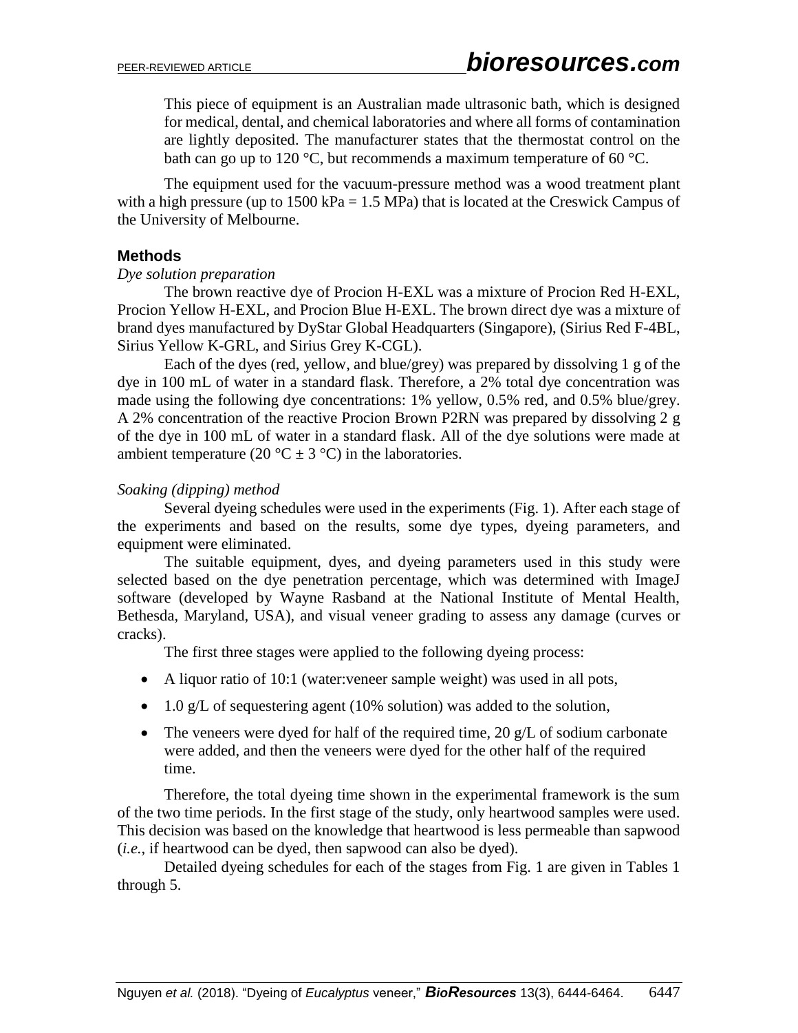This piece of equipment is an Australian made ultrasonic bath, which is designed for medical, dental, and chemical laboratories and where all forms of contamination are lightly deposited. The manufacturer states that the thermostat control on the bath can go up to 120 °C, but recommends a maximum temperature of 60 °C.

The equipment used for the vacuum-pressure method was a wood treatment plant with a high pressure (up to 1500 kPa = 1.5 MPa) that is located at the Creswick Campus of the University of Melbourne.

### Methods

*Dye solution preparation*

The brown reactive dye of Procion H-EXL was a mixture of Procion Red H-EXL, Procion Yellow H-EXL, and Procion Blue H-EXL. The brown direct dye was a mixture of brand dyes manufactured by DyStar Global Headquarters (Singapore), (Sirius Red F-4BL, Sirius Yellow K-GRL, and Sirius Grey K-CGL).

Each of the dyes (red, yellow, and blue/grey) was prepared by dissolving 1 g of the dye in 100 mL of water in a standard flask. Therefore, a 2% total dye concentration was made using the following dye concentrations: 1% yellow, 0.5% red, and 0.5% blue/grey. A 2% concentration of the reactive Procion Brown P2RN was prepared by dissolving 2 g of the dye in 100 mL of water in a standard flask. All of the dye solutions were made at ambient temperature (20 °C ± 3 °C) in the laboratories.

*Soaking (dipping) method*

Several dyeing schedules were used in the experiments (Fig. 1). After each stage of the experiments and based on the results, some dye types, dyeing parameters, and equipment were eliminated.

The suitable equipment, dyes, and dyeing parameters used in this study were selected based on the dye penetration percentage, which was determined with ImageJ software (developed by Wayne Rasband at the National Institute of Mental Health, Bethesda, Maryland, USA), and visual veneer grading to assess any damage (curves or cracks).

The first three stages were applied to the following dyeing process:

- A liquor ratio of 10:1 (water:veneer sample weight) was used in all pots,
- 1.0 g/L of sequestering agent (10% solution) was added to the solution,
- The veneers were dyed for half of the required time, 20 g/L of sodium carbonate were added, and then the veneers were dyed for the other half of the required time.

Therefore, the total dyeing time shown in the experimental framework is the sum of the two time periods. In the first stage of the study, only heartwood samples were used. This decision was based on the knowledge that heartwood is less permeable than sapwood (*i.e.*, if heartwood can be dyed, then sapwood can also be dyed).

Detailed dyeing schedules for each of the stages from Fig. 1 are given in Tables 1 through 5.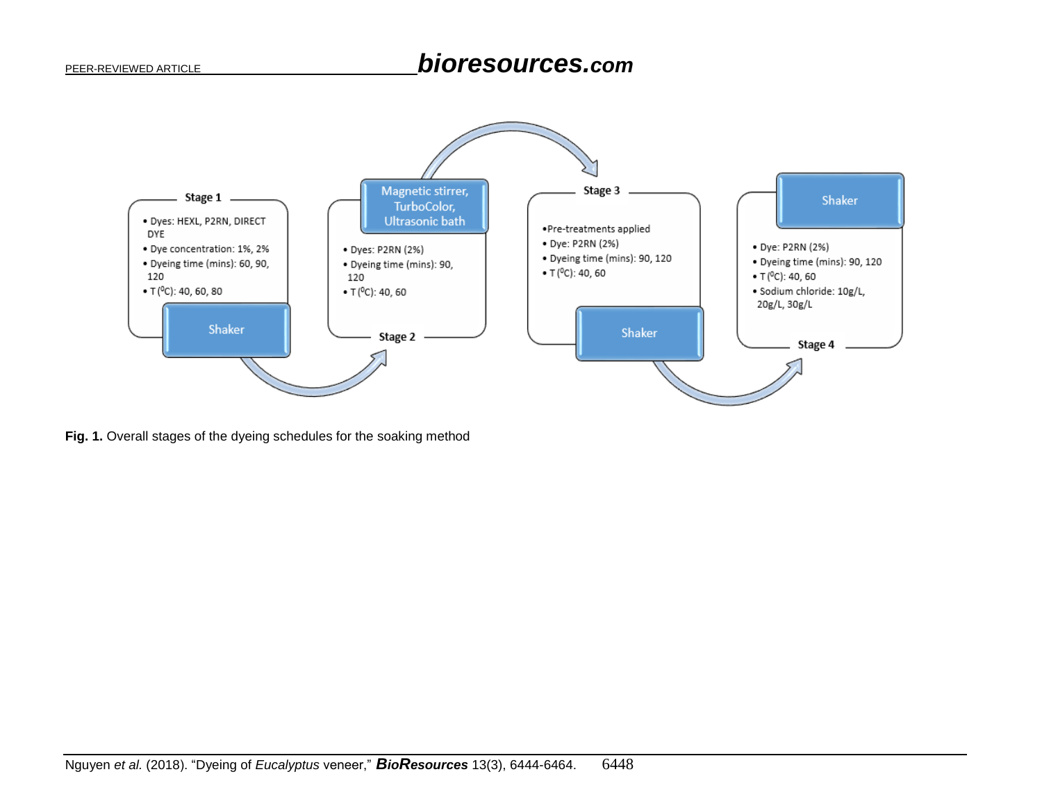Stage 1

- Dyes: HEXL, P2RN, DIRECT DYE
- Dye concentration: 1%, 2%
- Dyeing time (mins): 60, 90, 120
- T (⁰C): 40, 60, 80

Shaker

Stage 2

Magnetic stirrer, TurboColor, Ultrasonic bath

- Dyes: P2RN (2%)
- Dyeing time (mins): 90, 120
- T (⁰C): 40, 60

Stage 3

- Pre-treatments applied
- Dye: P2RN (2%)
- Dyeing time (mins): 90, 120
- T (⁰C): 40, 60

Shaker

Stage 4

Shaker

- Dye: P2RN (2%)
- Dyeing time (mins): 90, 120
- T (⁰C): 40, 60
- Sodium chloride: 10g/L, 20g/L, 30g/L

**Fig. 1.** Overall stages of the dyeing schedules for the soaking method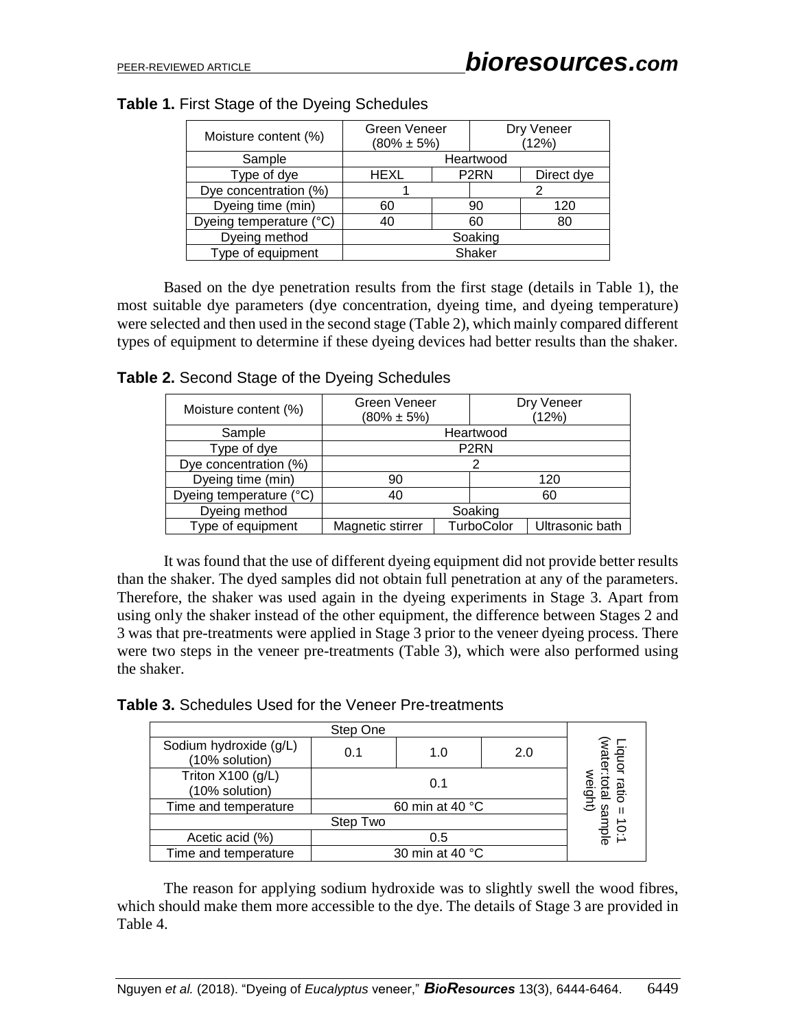**Table 1.** First Stage of the Dyeing Schedules

| Moisture content (%) | Green Veneer (80% ± 5%) | | Dry Veneer (12%) |
|---|---|---|---|
| Sample | Heartwood | | |
| Type of dye | HEXL | P2RN | Direct dye |
| Dye concentration (%) | 1 | | 2 |
| Dyeing time (min) | 60 | 90 | 120 |
| Dyeing temperature (°C) | 40 | 60 | 80 |
| Dyeing method | Soaking | | |
| Type of equipment | Shaker | | |

Based on the dye penetration results from the first stage (details in Table 1), the most suitable dye parameters (dye concentration, dyeing time, and dyeing temperature) were selected and then used in the second stage (Table 2), which mainly compared different types of equipment to determine if these dyeing devices had better results than the shaker.

**Table 2.** Second Stage of the Dyeing Schedules

| Moisture content (%) | Green Veneer (80% ± 5%) | | Dry Veneer (12%) |
|---|---|---|---|
| Sample | Heartwood | | |
| Type of dye | P2RN | | |
| Dye concentration (%) | 2 | | |
| Dyeing time (min) | 90 | | 120 |
| Dyeing temperature (°C) | 40 | | 60 |
| Dyeing method | Soaking | | |
| Type of equipment | Magnetic stirrer | TurboColor | Ultrasonic bath |

It was found that the use of different dyeing equipment did not provide better results than the shaker. The dyed samples did not obtain full penetration at any of the parameters. Therefore, the shaker was used again in the dyeing experiments in Stage 3. Apart from using only the shaker instead of the other equipment, the difference between Stages 2 and 3 was that pre-treatments were applied in Stage 3 prior to the veneer dyeing process. There were two steps in the veneer pre-treatments (Table 3), which were also performed using the shaker.

**Table 3.** Schedules Used for the Veneer Pre-treatments

| Step One | | | | Liquor ratio = 10:1 (water:total sample weight) |
|---|---|---|---|---|
| Sodium hydroxide (g/L) (10% solution) | 0.1 | 1.0 | 2.0 | |
| Triton X100 (g/L) (10% solution) | 0.1 | | | |
| Time and temperature | 60 min at 40 °C | | | |
| Step Two | | | | |
| Acetic acid (%) | 0.5 | | | |
| Time and temperature | 30 min at 40 °C | | | |

The reason for applying sodium hydroxide was to slightly swell the wood fibres, which should make them more accessible to the dye. The details of Stage 3 are provided in Table 4.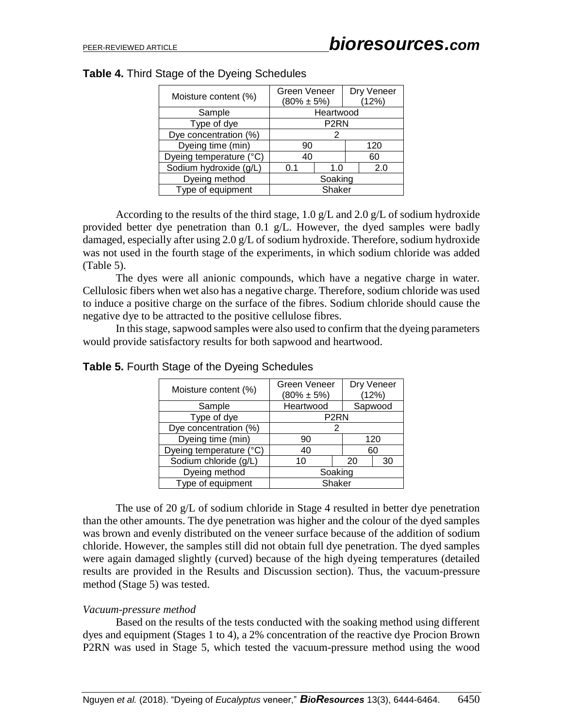**Table 4.** Third Stage of the Dyeing Schedules

| Moisture content (%) | Green Veneer (80% ± 5%) | | Dry Veneer (12%) |
|---|---|---|---|
| Sample | Heartwood | | |
| Type of dye | P2RN | | |
| Dye concentration (%) | 2 | | |
| Dyeing time (min) | 90 | | 120 |
| Dyeing temperature (°C) | 40 | | 60 |
| Sodium hydroxide (g/L) | 0.1 | 1.0 | 2.0 |
| Dyeing method | Soaking | | |
| Type of equipment | Shaker | | |

According to the results of the third stage, 1.0 g/L and 2.0 g/L of sodium hydroxide provided better dye penetration than 0.1 g/L. However, the dyed samples were badly damaged, especially after using 2.0 g/L of sodium hydroxide. Therefore, sodium hydroxide was not used in the fourth stage of the experiments, in which sodium chloride was added (Table 5).

The dyes were all anionic compounds, which have a negative charge in water. Cellulosic fibers when wet also has a negative charge. Therefore, sodium chloride was used to induce a positive charge on the surface of the fibres. Sodium chloride should cause the negative dye to be attracted to the positive cellulose fibres.

In this stage, sapwood samples were also used to confirm that the dyeing parameters would provide satisfactory results for both sapwood and heartwood.

**Table 5.** Fourth Stage of the Dyeing Schedules

| Moisture content (%) | Green Veneer (80% ± 5%) | | Dry Veneer (12%) |
|---|---|---|---|
| Sample | Heartwood | | Sapwood |
| Type of dye | P2RN | | |
| Dye concentration (%) | 2 | | |
| Dyeing time (min) | 90 | | 120 |
| Dyeing temperature (°C) | 40 | | 60 |
| Sodium chloride (g/L) | 10 | 20 | 30 |
| Dyeing method | Soaking | | |
| Type of equipment | Shaker | | |

The use of 20 g/L of sodium chloride in Stage 4 resulted in better dye penetration than the other amounts. The dye penetration was higher and the colour of the dyed samples was brown and evenly distributed on the veneer surface because of the addition of sodium chloride. However, the samples still did not obtain full dye penetration. The dyed samples were again damaged slightly (curved) because of the high dyeing temperatures (detailed results are provided in the Results and Discussion section). Thus, the vacuum-pressure method (Stage 5) was tested.

*Vacuum-pressure method*

Based on the results of the tests conducted with the soaking method using different dyes and equipment (Stages 1 to 4), a 2% concentration of the reactive dye Procion Brown P2RN was used in Stage 5, which tested the vacuum-pressure method using the wood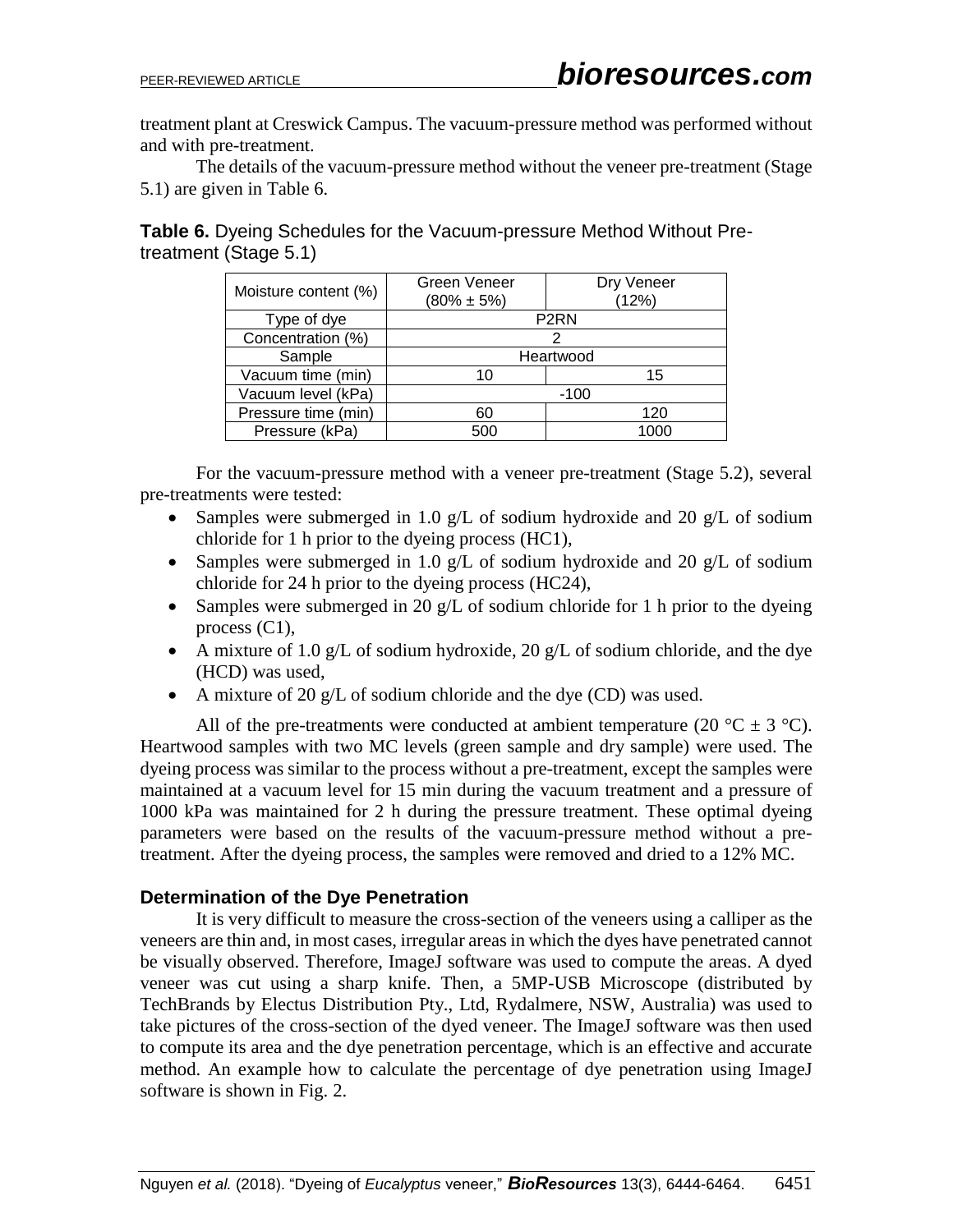treatment plant at Creswick Campus. The vacuum-pressure method was performed without and with pre-treatment.

The details of the vacuum-pressure method without the veneer pre-treatment (Stage 5.1) are given in Table 6.

**Table 6.** Dyeing Schedules for the Vacuum-pressure Method Without Pre-treatment (Stage 5.1)

| Moisture content (%) | Green Veneer (80% ± 5%) | Dry Veneer (12%) |
|---|---|---|
| Type of dye | P2RN | |
| Concentration (%) | 2 | |
| Sample | Heartwood | |
| Vacuum time (min) | 10 | 15 |
| Vacuum level (kPa) | -100 | |
| Pressure time (min) | 60 | 120 |
| Pressure (kPa) | 500 | 1000 |

For the vacuum-pressure method with a veneer pre-treatment (Stage 5.2), several pre-treatments were tested:

- Samples were submerged in 1.0 g/L of sodium hydroxide and 20 g/L of sodium chloride for 1 h prior to the dyeing process (HC1),
- Samples were submerged in 1.0 g/L of sodium hydroxide and 20 g/L of sodium chloride for 24 h prior to the dyeing process (HC24),
- Samples were submerged in 20 g/L of sodium chloride for 1 h prior to the dyeing process (C1),
- A mixture of 1.0 g/L of sodium hydroxide, 20 g/L of sodium chloride, and the dye (HCD) was used,
- A mixture of 20 g/L of sodium chloride and the dye (CD) was used.

All of the pre-treatments were conducted at ambient temperature (20 °C ± 3 °C). Heartwood samples with two MC levels (green sample and dry sample) were used. The dyeing process was similar to the process without a pre-treatment, except the samples were maintained at a vacuum level for 15 min during the vacuum treatment and a pressure of 1000 kPa was maintained for 2 h during the pressure treatment. These optimal dyeing parameters were based on the results of the vacuum-pressure method without a pre-treatment. After the dyeing process, the samples were removed and dried to a 12% MC.

### Determination of the Dye Penetration

It is very difficult to measure the cross-section of the veneers using a calliper as the veneers are thin and, in most cases, irregular areas in which the dyes have penetrated cannot be visually observed. Therefore, ImageJ software was used to compute the areas. A dyed veneer was cut using a sharp knife. Then, a 5MP-USB Microscope (distributed by TechBrands by Electus Distribution Pty., Ltd, Rydalmere, NSW, Australia) was used to take pictures of the cross-section of the dyed veneer. The ImageJ software was then used to compute its area and the dye penetration percentage, which is an effective and accurate method. An example how to calculate the percentage of dye penetration using ImageJ software is shown in Fig. 2.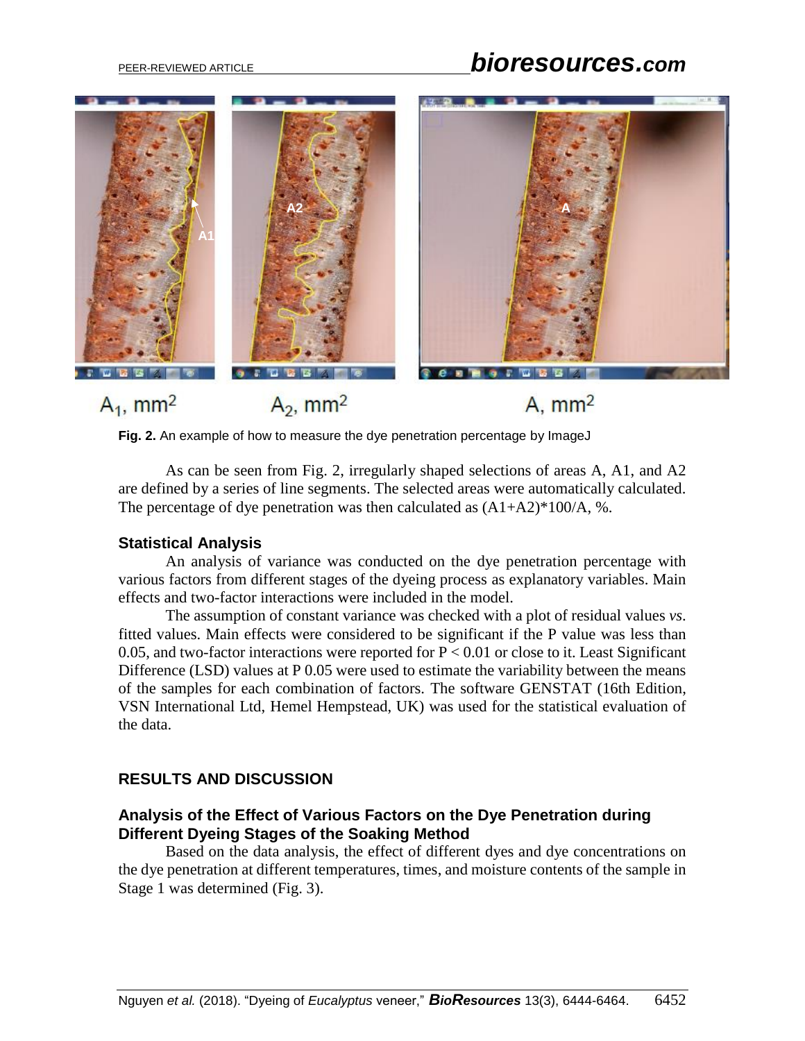A1

A2

A

$A_1$, mm²

$A_2$, mm²

A, mm²

**Fig. 2.** An example of how to measure the dye penetration percentage by ImageJ

As can be seen from Fig. 2, irregularly shaped selections of areas A, A1, and A2 are defined by a series of line segments. The selected areas were automatically calculated. The percentage of dye penetration was then calculated as (A1+A2)*100/A, %.

### Statistical Analysis

An analysis of variance was conducted on the dye penetration percentage with various factors from different stages of the dyeing process as explanatory variables. Main effects and two-factor interactions were included in the model.

The assumption of constant variance was checked with a plot of residual values *vs*. fitted values. Main effects were considered to be significant if the P value was less than 0.05, and two-factor interactions were reported for $P < 0.01$ or close to it. Least Significant Difference (LSD) values at P 0.05 were used to estimate the variability between the means of the samples for each combination of factors. The software GENSTAT (16th Edition, VSN International Ltd, Hemel Hempstead, UK) was used for the statistical evaluation of the data.

## RESULTS AND DISCUSSION

### Analysis of the Effect of Various Factors on the Dye Penetration during Different Dyeing Stages of the Soaking Method

Based on the data analysis, the effect of different dyes and dye concentrations on the dye penetration at different temperatures, times, and moisture contents of the sample in Stage 1 was determined (Fig. 3).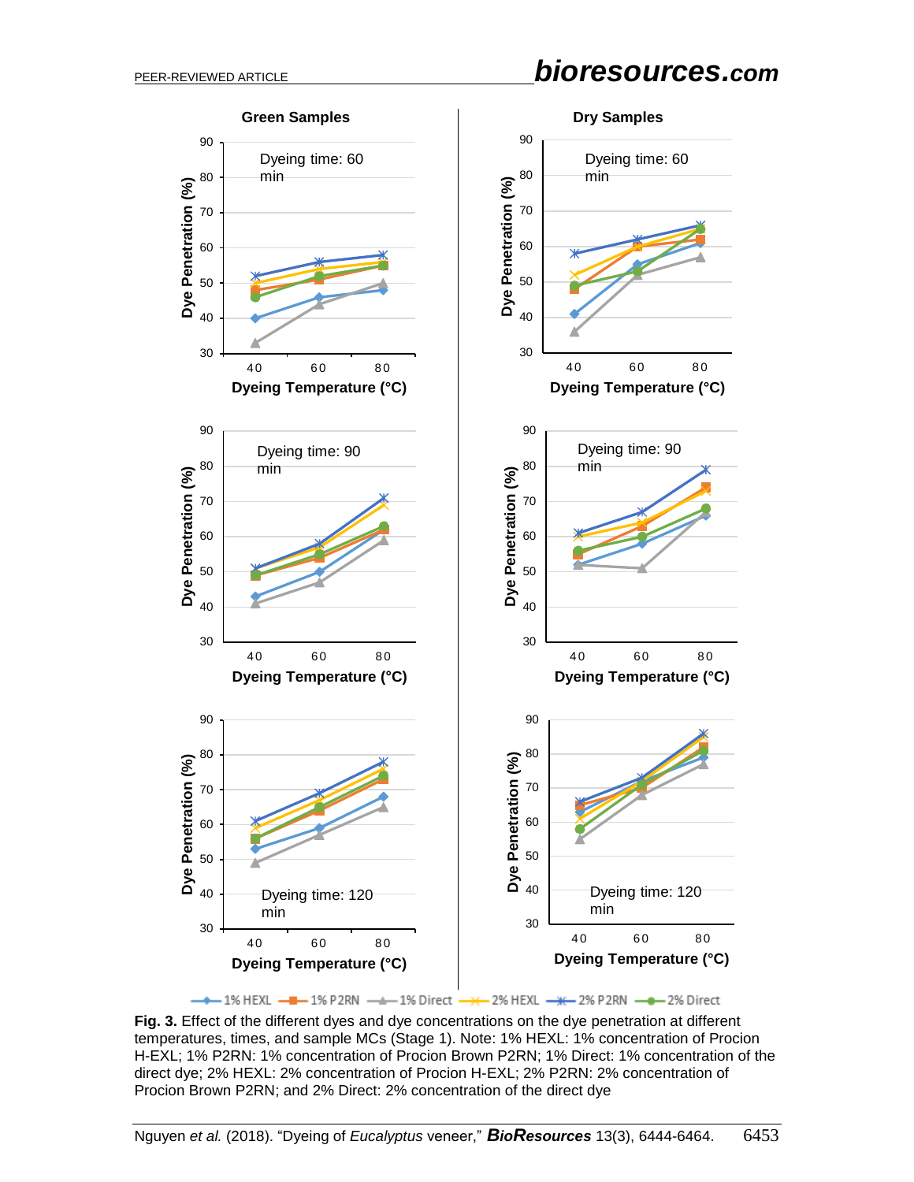Green Samples

Dry Samples

Dyeing time: 60 min

Dye Penetration (%)

Dyeing Temperature (°C)

90
80
70
60
50
40
30

40 60 80

Dyeing time: 90 min

Dyeing time: 120 min

1% HEXL 1% P2RN 1% Direct 2% HEXL 2% P2RN 2% Direct

**Fig. 3.** Effect of the different dyes and dye concentrations on the dye penetration at different temperatures, times, and sample MCs (Stage 1). Note: 1% HEXL: 1% concentration of Procion H-EXL; 1% P2RN: 1% concentration of Procion Brown P2RN; 1% Direct: 1% concentration of the direct dye; 2% HEXL: 2% concentration of Procion H-EXL; 2% P2RN: 2% concentration of Procion Brown P2RN; and 2% Direct: 2% concentration of the direct dye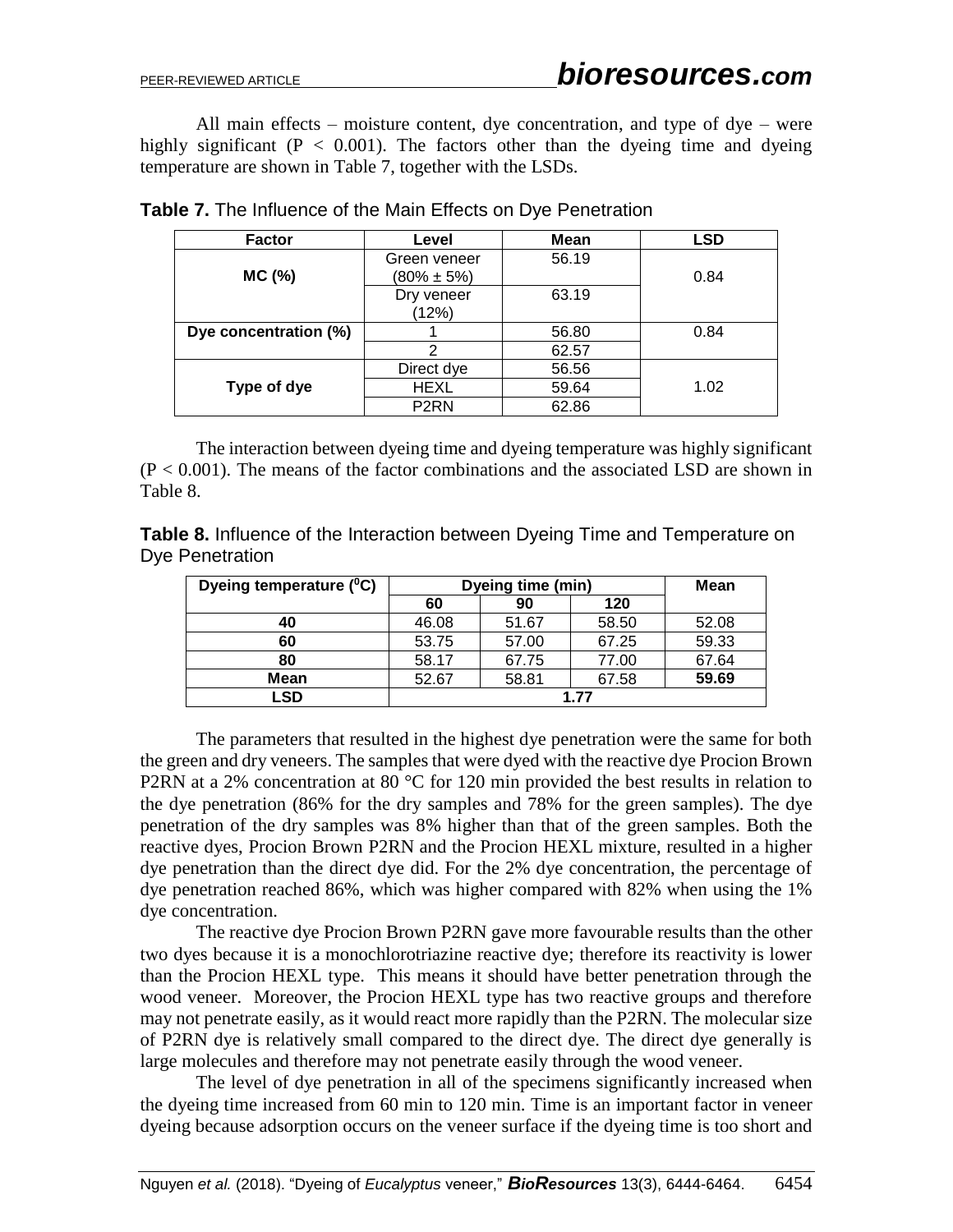All main effects – moisture content, dye concentration, and type of dye – were highly significant ($P < 0.001$). The factors other than the dyeing time and dyeing temperature are shown in Table 7, together with the LSDs.

**Table 7.** The Influence of the Main Effects on Dye Penetration

| Factor | Level | Mean | LSD |
|---|---|---|---|
| **MC (%)** | Green veneer (80% ± 5%) | 56.19 | 0.84 |
| | Dry veneer (12%) | 63.19 | |
| **Dye concentration (%)** | 1 | 56.80 | 0.84 |
| | 2 | 62.57 | |
| **Type of dye** | Direct dye | 56.56 | 1.02 |
| | HEXL | 59.64 | |
| | P2RN | 62.86 | |

The interaction between dyeing time and dyeing temperature was highly significant ($P < 0.001$). The means of the factor combinations and the associated LSD are shown in Table 8.

**Table 8.** Influence of the Interaction between Dyeing Time and Temperature on Dye Penetration

| Dyeing temperature ($^{0}$C) | Dyeing time (min) | | | Mean |
|---|---|---|---|---|
| | 60 | 90 | 120 | |
| **40** | 46.08 | 51.67 | 58.50 | 52.08 |
| **60** | 53.75 | 57.00 | 67.25 | 59.33 |
| **80** | 58.17 | 67.75 | 77.00 | 67.64 |
| **Mean** | 52.67 | 58.81 | 67.58 | **59.69** |
| **LSD** | **1.77** | | | |

The parameters that resulted in the highest dye penetration were the same for both the green and dry veneers. The samples that were dyed with the reactive dye Procion Brown P2RN at a 2% concentration at 80 °C for 120 min provided the best results in relation to the dye penetration (86% for the dry samples and 78% for the green samples). The dye penetration of the dry samples was 8% higher than that of the green samples. Both the reactive dyes, Procion Brown P2RN and the Procion HEXL mixture, resulted in a higher dye penetration than the direct dye did. For the 2% dye concentration, the percentage of dye penetration reached 86%, which was higher compared with 82% when using the 1% dye concentration.

The reactive dye Procion Brown P2RN gave more favourable results than the other two dyes because it is a monochlorotriazine reactive dye; therefore its reactivity is lower than the Procion HEXL type. This means it should have better penetration through the wood veneer. Moreover, the Procion HEXL type has two reactive groups and therefore may not penetrate easily, as it would react more rapidly than the P2RN. The molecular size of P2RN dye is relatively small compared to the direct dye. The direct dye generally is large molecules and therefore may not penetrate easily through the wood veneer.

The level of dye penetration in all of the specimens significantly increased when the dyeing time increased from 60 min to 120 min. Time is an important factor in veneer dyeing because adsorption occurs on the veneer surface if the dyeing time is too short and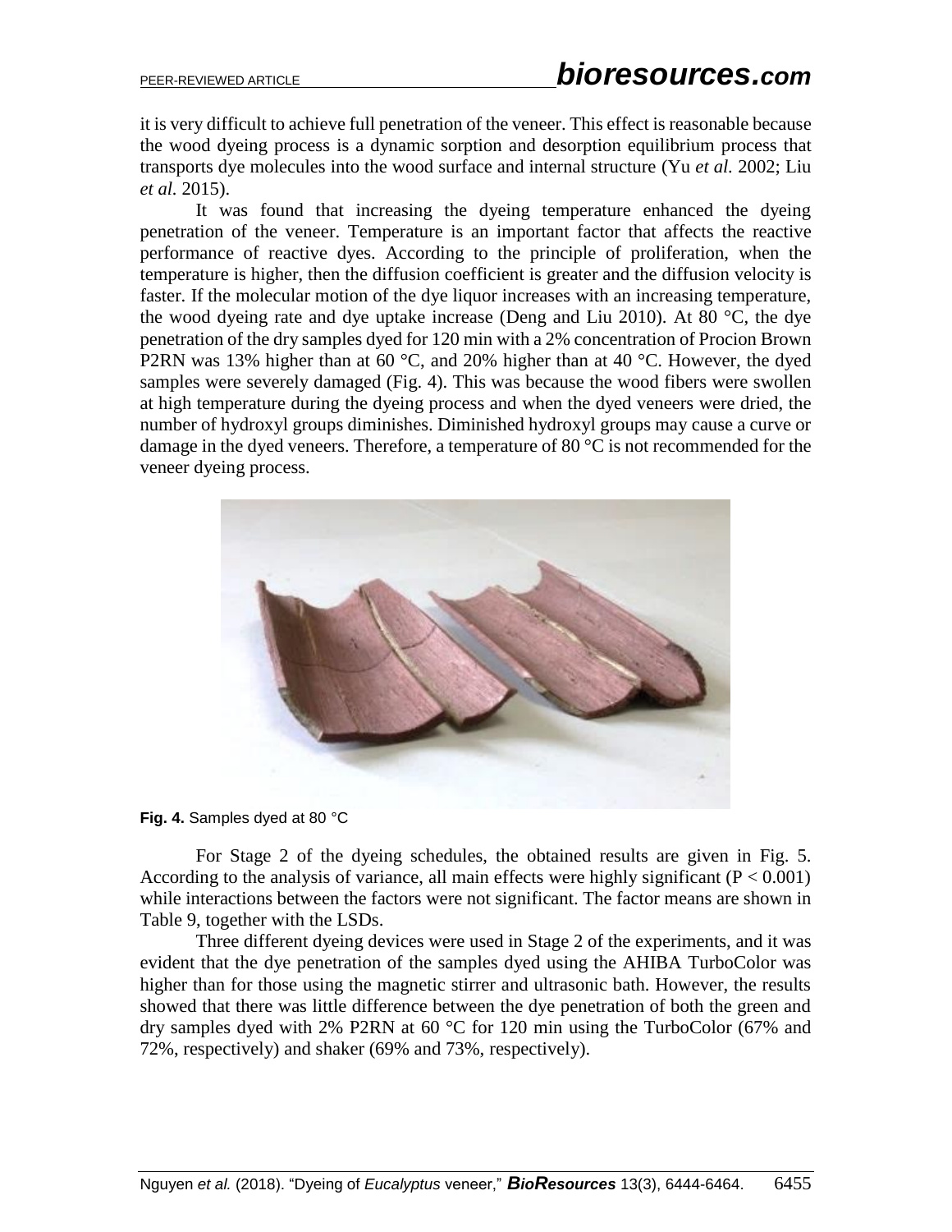it is very difficult to achieve full penetration of the veneer. This effect is reasonable because the wood dyeing process is a dynamic sorption and desorption equilibrium process that transports dye molecules into the wood surface and internal structure (Yu *et al.* 2002; Liu *et al.* 2015).

It was found that increasing the dyeing temperature enhanced the dyeing penetration of the veneer. Temperature is an important factor that affects the reactive performance of reactive dyes. According to the principle of proliferation, when the temperature is higher, then the diffusion coefficient is greater and the diffusion velocity is faster. If the molecular motion of the dye liquor increases with an increasing temperature, the wood dyeing rate and dye uptake increase (Deng and Liu 2010). At 80 °C, the dye penetration of the dry samples dyed for 120 min with a 2% concentration of Procion Brown P2RN was 13% higher than at 60 °C, and 20% higher than at 40 °C. However, the dyed samples were severely damaged (Fig. 4). This was because the wood fibers were swollen at high temperature during the dyeing process and when the dyed veneers were dried, the number of hydroxyl groups diminishes. Diminished hydroxyl groups may cause a curve or damage in the dyed veneers. Therefore, a temperature of 80 °C is not recommended for the veneer dyeing process.

**Fig. 4.** Samples dyed at 80 °C

For Stage 2 of the dyeing schedules, the obtained results are given in Fig. 5. According to the analysis of variance, all main effects were highly significant ($P < 0.001$) while interactions between the factors were not significant. The factor means are shown in Table 9, together with the LSDs.

Three different dyeing devices were used in Stage 2 of the experiments, and it was evident that the dye penetration of the samples dyed using the AHIBA TurboColor was higher than for those using the magnetic stirrer and ultrasonic bath. However, the results showed that there was little difference between the dye penetration of both the green and dry samples dyed with 2% P2RN at 60 °C for 120 min using the TurboColor (67% and 72%, respectively) and shaker (69% and 73%, respectively).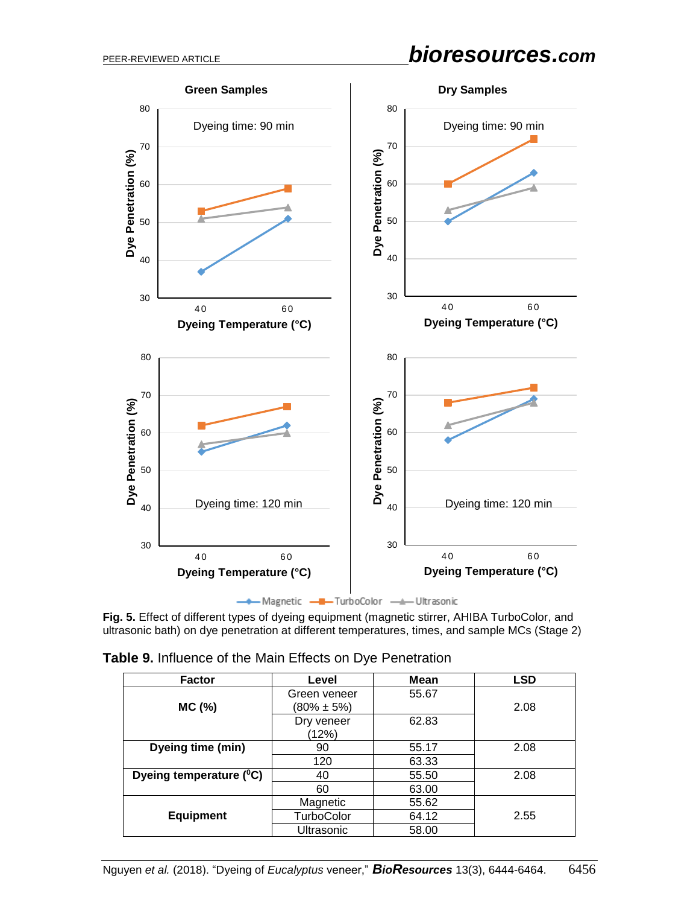Green Samples

Dry Samples

Dyeing time: 90 min

Dye Penetration (%)

80
70
60
50
40
30

40 60

Dyeing Temperature (°C)

Dyeing time: 120 min

Magnetic TurboColor Ultrasonic

**Fig. 5.** Effect of different types of dyeing equipment (magnetic stirrer, AHIBA TurboColor, and ultrasonic bath) on dye penetration at different temperatures, times, and sample MCs (Stage 2)

**Table 9.** Influence of the Main Effects on Dye Penetration

| Factor | Level | Mean | LSD |
|---|---|---|---|
| **MC (%)** | Green veneer (80% ± 5%) | 55.67 | 2.08 |
| | Dry veneer (12%) | 62.83 | |
| **Dyeing time (min)** | 90 | 55.17 | 2.08 |
| | 120 | 63.33 | |
| **Dyeing temperature (°C)** | 40 | 55.50 | 2.08 |
| | 60 | 63.00 | |
| **Equipment** | Magnetic | 55.62 | 2.55 |
| | TurboColor | 64.12 | |
| | Ultrasonic | 58.00 | |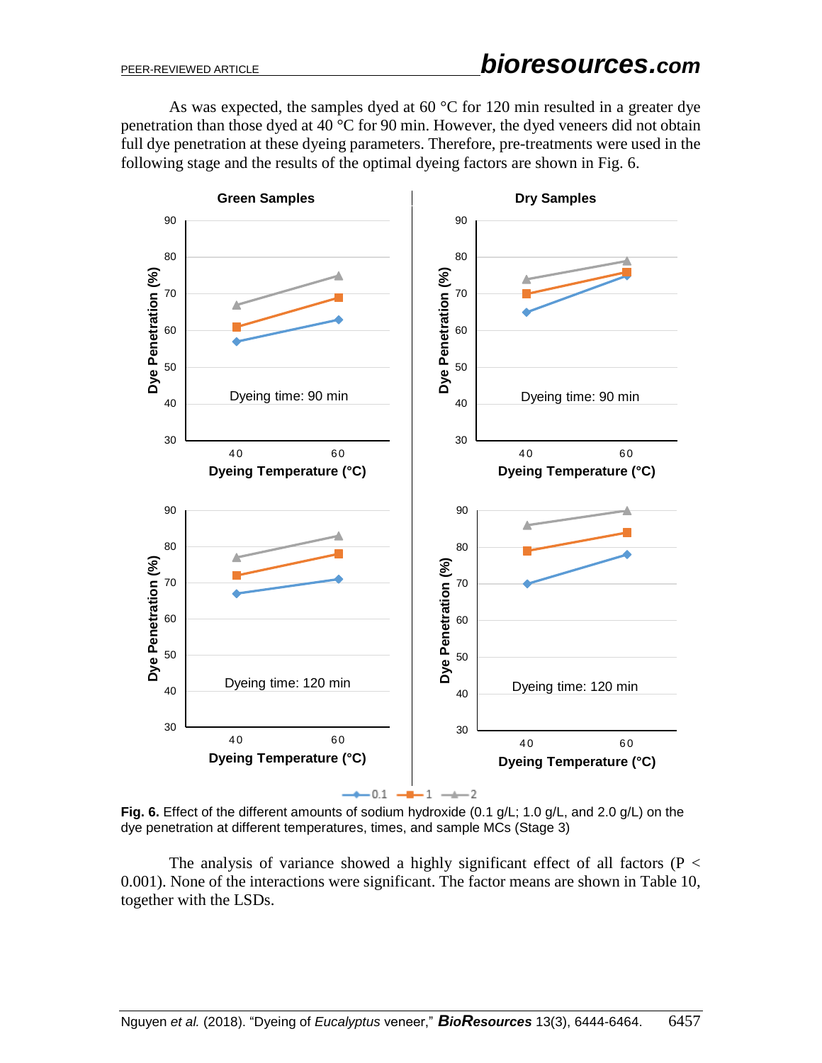As was expected, the samples dyed at 60 °C for 120 min resulted in a greater dye penetration than those dyed at 40 °C for 90 min. However, the dyed veneers did not obtain full dye penetration at these dyeing parameters. Therefore, pre-treatments were used in the following stage and the results of the optimal dyeing factors are shown in Fig. 6.

Green Samples

Dry Samples

Dye Penetration (%)

90
80
70
60
50
40
30

Dyeing time: 90 min

Dyeing time: 120 min

40
60

Dyeing Temperature (°C)

0.1
1
2

**Fig. 6.** Effect of the different amounts of sodium hydroxide (0.1 g/L; 1.0 g/L, and 2.0 g/L) on the dye penetration at different temperatures, times, and sample MCs (Stage 3)

The analysis of variance showed a highly significant effect of all factors ($P < 0.001$). None of the interactions were significant. The factor means are shown in Table 10, together with the LSDs.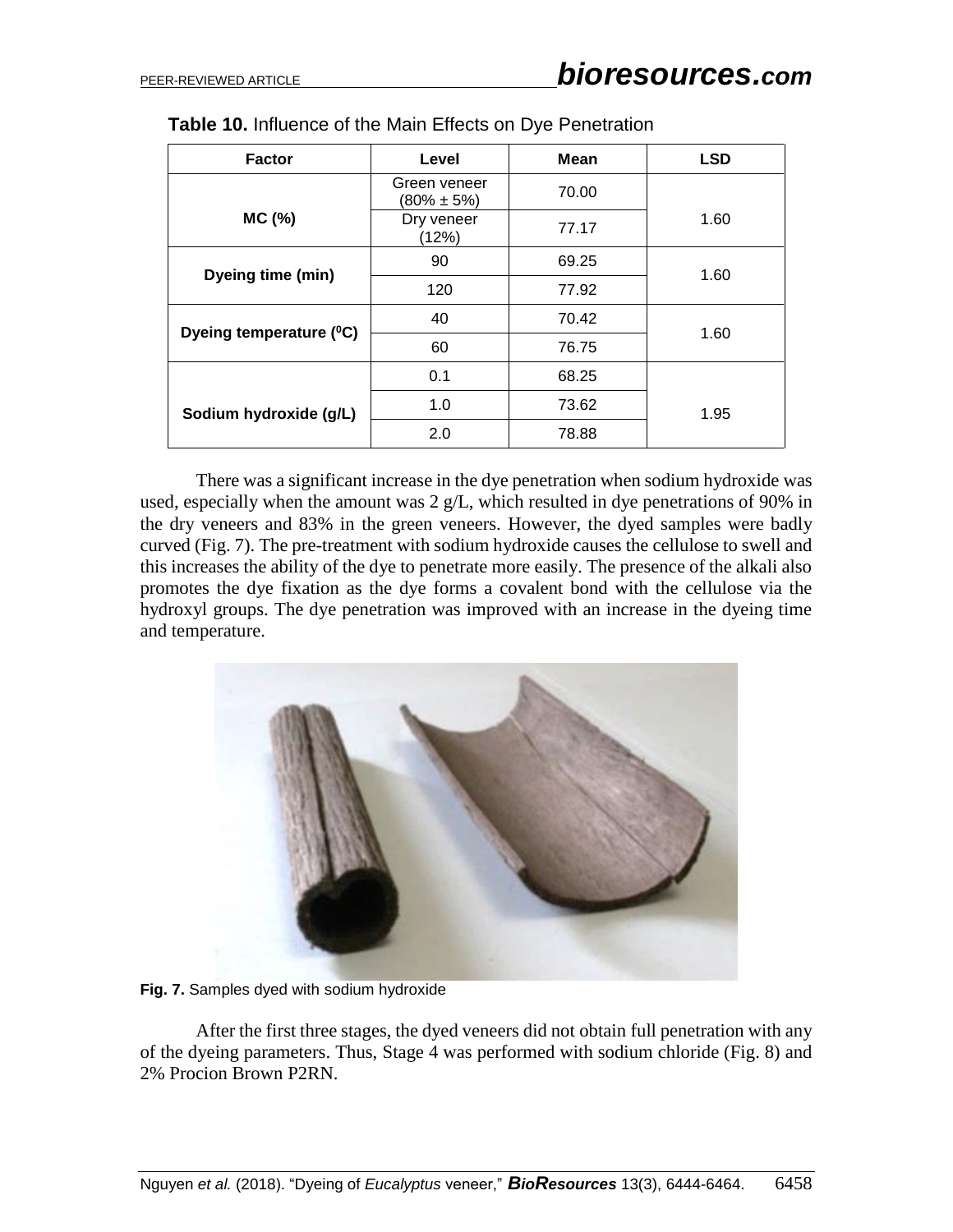**Table 10.** Influence of the Main Effects on Dye Penetration

| Factor | Level | Mean | LSD |
|---|---|---|---|
| **MC (%)** | Green veneer (80% ± 5%) | 70.00 | 1.60 |
| | Dry veneer (12%) | 77.17 | |
| **Dyeing time (min)** | 90 | 69.25 | 1.60 |
| | 120 | 77.92 | |
| **Dyeing temperature ($^0$C)** | 40 | 70.42 | 1.60 |
| | 60 | 76.75 | |
| **Sodium hydroxide (g/L)** | 0.1 | 68.25 | 1.95 |
| | 1.0 | 73.62 | |
| | 2.0 | 78.88 | |

There was a significant increase in the dye penetration when sodium hydroxide was used, especially when the amount was 2 g/L, which resulted in dye penetrations of 90% in the dry veneers and 83% in the green veneers. However, the dyed samples were badly curved (Fig. 7). The pre-treatment with sodium hydroxide causes the cellulose to swell and this increases the ability of the dye to penetrate more easily. The presence of the alkali also promotes the dye fixation as the dye forms a covalent bond with the cellulose via the hydroxyl groups. The dye penetration was improved with an increase in the dyeing time and temperature.

**Fig. 7.** Samples dyed with sodium hydroxide

After the first three stages, the dyed veneers did not obtain full penetration with any of the dyeing parameters. Thus, Stage 4 was performed with sodium chloride (Fig. 8) and 2% Procion Brown P2RN.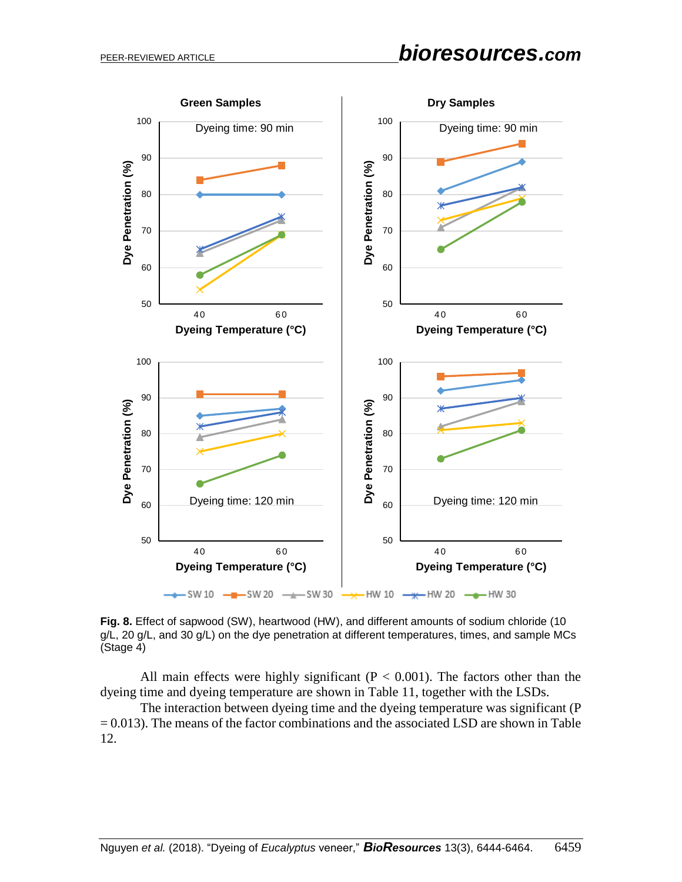**Fig. 8.** Effect of sapwood (SW), heartwood (HW), and different amounts of sodium chloride (10 g/L, 20 g/L, and 30 g/L) on the dye penetration at different temperatures, times, and sample MCs (Stage 4)

All main effects were highly significant ($P < 0.001$). The factors other than the dyeing time and dyeing temperature are shown in Table 11, together with the LSDs.

The interaction between dyeing time and the dyeing temperature was significant ($P = 0.013$). The means of the factor combinations and the associated LSD are shown in Table 12.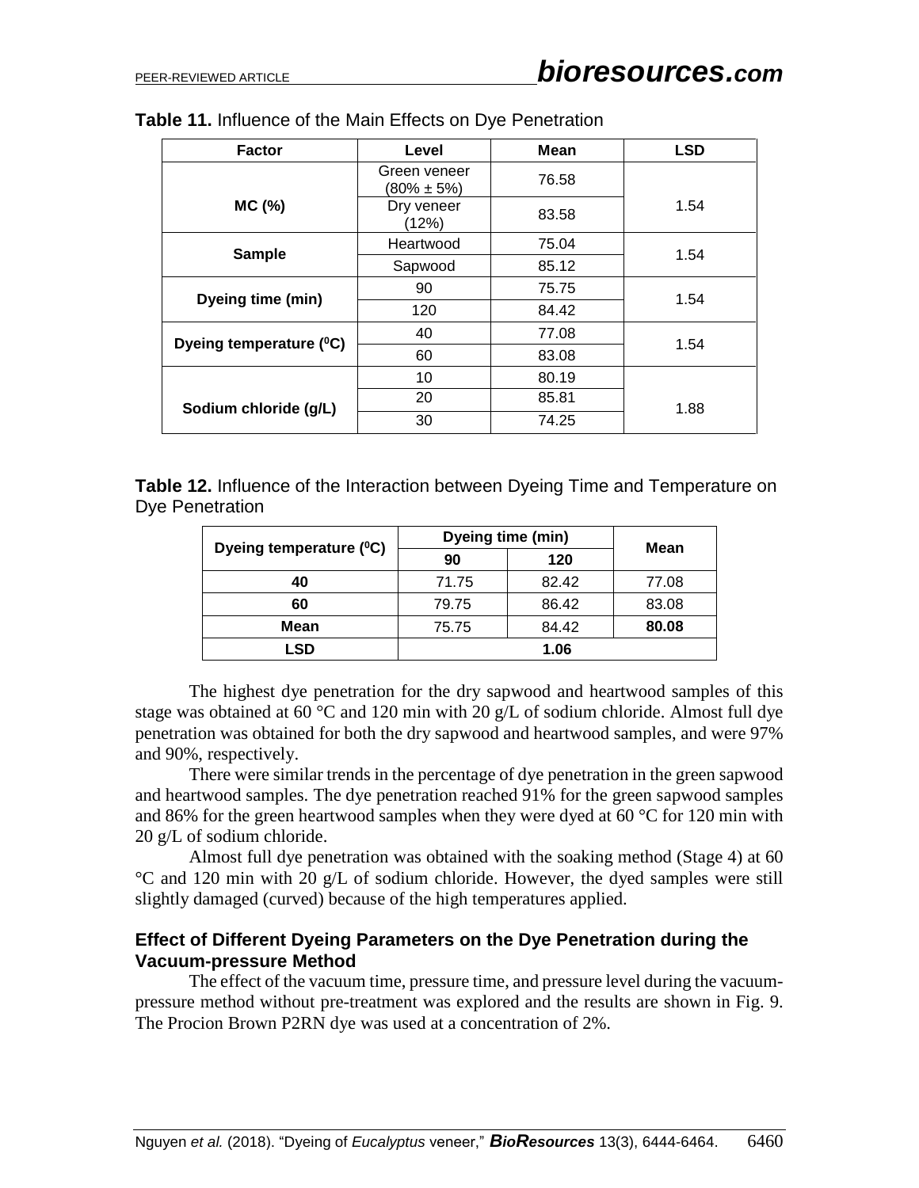**Table 11.** Influence of the Main Effects on Dye Penetration

| Factor | Level | Mean | LSD |
|---|---|---|---|
| MC (%) | Green veneer (80% ± 5%) | 76.58 | 1.54 |
| | Dry veneer (12%) | 83.58 | |
| Sample | Heartwood | 75.04 | 1.54 |
| | Sapwood | 85.12 | |
| Dyeing time (min) | 90 | 75.75 | 1.54 |
| | 120 | 84.42 | |
| Dyeing temperature (⁰C) | 40 | 77.08 | 1.54 |
| | 60 | 83.08 | |
| Sodium chloride (g/L) | 10 | 80.19 | 1.88 |
| | 20 | 85.81 | |
| | 30 | 74.25 | |

**Table 12.** Influence of the Interaction between Dyeing Time and Temperature on Dye Penetration

| Dyeing temperature (⁰C) | Dyeing time (min) | | Mean |
|---|---|---|---|
| | 90 | 120 | |
| **40** | 71.75 | 82.42 | 77.08 |
| **60** | 79.75 | 86.42 | 83.08 |
| **Mean** | 75.75 | 84.42 | **80.08** |
| **LSD** | **1.06** | | |

The highest dye penetration for the dry sapwood and heartwood samples of this stage was obtained at 60 °C and 120 min with 20 g/L of sodium chloride. Almost full dye penetration was obtained for both the dry sapwood and heartwood samples, and were 97% and 90%, respectively.

There were similar trends in the percentage of dye penetration in the green sapwood and heartwood samples. The dye penetration reached 91% for the green sapwood samples and 86% for the green heartwood samples when they were dyed at 60 °C for 120 min with 20 g/L of sodium chloride.

Almost full dye penetration was obtained with the soaking method (Stage 4) at 60 °C and 120 min with 20 g/L of sodium chloride. However, the dyed samples were still slightly damaged (curved) because of the high temperatures applied.

### Effect of Different Dyeing Parameters on the Dye Penetration during the Vacuum-pressure Method

The effect of the vacuum time, pressure time, and pressure level during the vacuum-pressure method without pre-treatment was explored and the results are shown in Fig. 9. The Procion Brown P2RN dye was used at a concentration of 2%.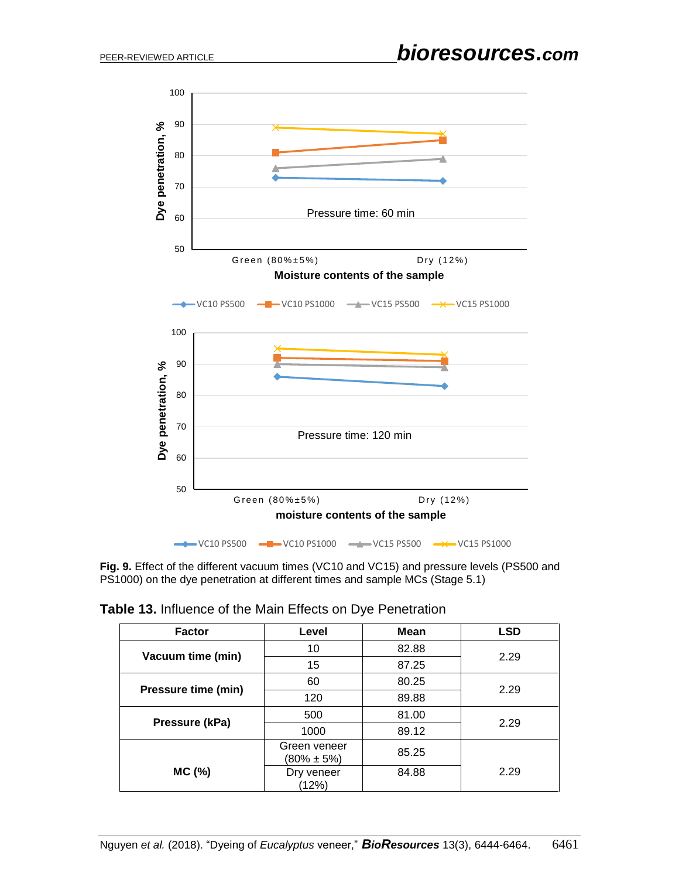100
90
80
70
60
50

Dye penetration, %

Pressure time: 60 min

Green (80%±5%)
Dry (12%)

**Moisture contents of the sample**

VC10 PS500 VC10 PS1000 VC15 PS500 VC15 PS1000

100
90
80
70
60
50

Dye penetration, %

Pressure time: 120 min

Green (80%±5%)
Dry (12%)

**moisture contents of the sample**

VC10 PS500 VC10 PS1000 VC15 PS500 VC15 PS1000

**Fig. 9.** Effect of the different vacuum times (VC10 and VC15) and pressure levels (PS500 and PS1000) on the dye penetration at different times and sample MCs (Stage 5.1)

**Table 13.** Influence of the Main Effects on Dye Penetration

| Factor | Level | Mean | LSD |
|---|---|---|---|
| **Vacuum time (min)** | 10 | 82.88 | 2.29 |
| | 15 | 87.25 | |
| **Pressure time (min)** | 60 | 80.25 | 2.29 |
| | 120 | 89.88 | |
| **Pressure (kPa)** | 500 | 81.00 | 2.29 |
| | 1000 | 89.12 | |
| **MC (%)** | Green veneer (80% ± 5%) | 85.25 | 2.29 |
| | Dry veneer (12%) | 84.88 | |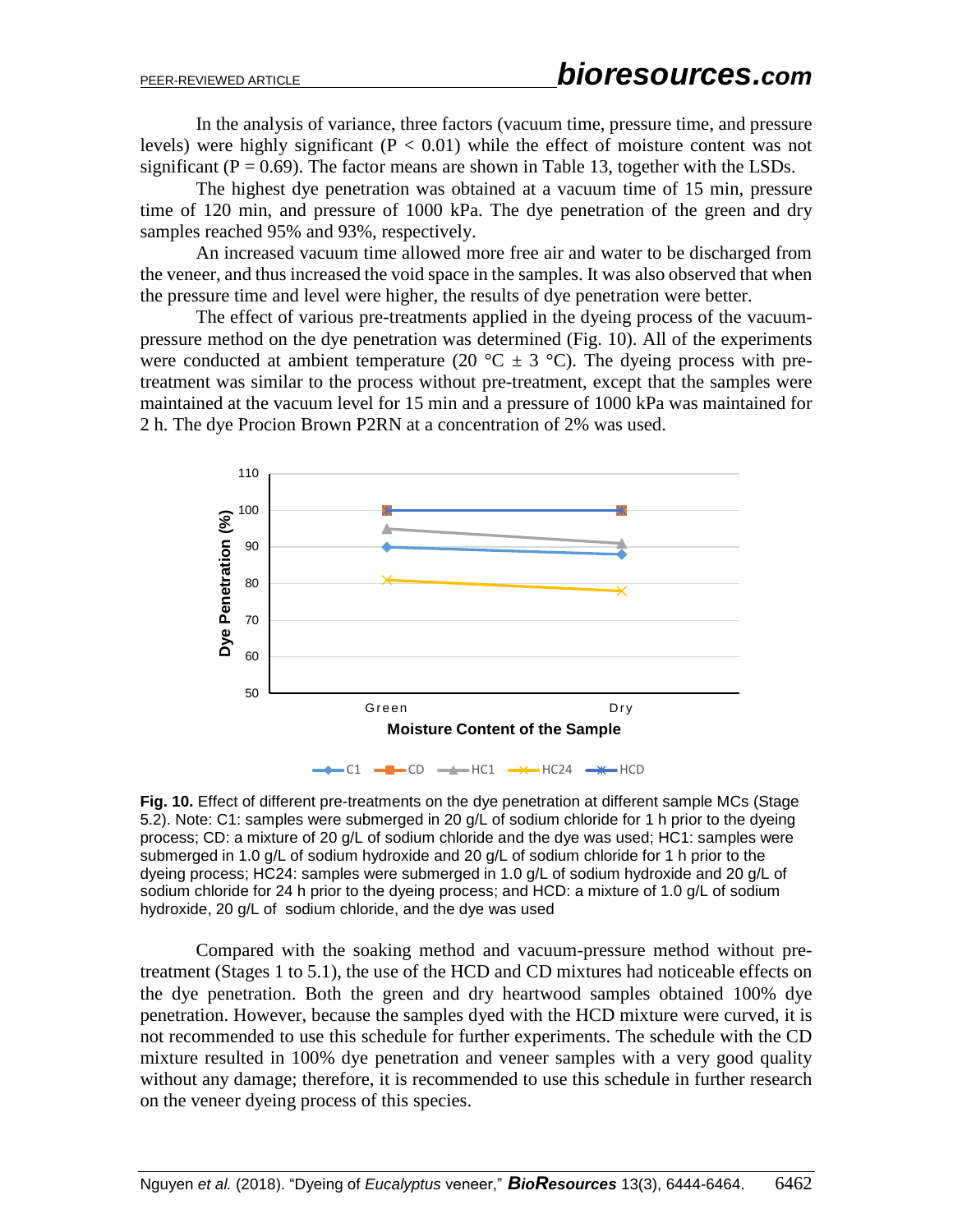In the analysis of variance, three factors (vacuum time, pressure time, and pressure levels) were highly significant ($P < 0.01$) while the effect of moisture content was not significant ($P = 0.69$). The factor means are shown in Table 13, together with the LSDs.

The highest dye penetration was obtained at a vacuum time of 15 min, pressure time of 120 min, and pressure of 1000 kPa. The dye penetration of the green and dry samples reached 95% and 93%, respectively.

An increased vacuum time allowed more free air and water to be discharged from the veneer, and thus increased the void space in the samples. It was also observed that when the pressure time and level were higher, the results of dye penetration were better.

The effect of various pre-treatments applied in the dyeing process of the vacuum-pressure method on the dye penetration was determined (Fig. 10). All of the experiments were conducted at ambient temperature (20 °C ± 3 °C). The dyeing process with pre-treatment was similar to the process without pre-treatment, except that the samples were maintained at the vacuum level for 15 min and a pressure of 1000 kPa was maintained for 2 h. The dye Procion Brown P2RN at a concentration of 2% was used.

Dye Penetration (%)
110
100
90
80
70
60
50
Green
Dry
Moisture Content of the Sample
C1 CD HC1 HC24 HCD

**Fig. 10.** Effect of different pre-treatments on the dye penetration at different sample MCs (Stage 5.2). Note: C1: samples were submerged in 20 g/L of sodium chloride for 1 h prior to the dyeing process; CD: a mixture of 20 g/L of sodium chloride and the dye was used; HC1: samples were submerged in 1.0 g/L of sodium hydroxide and 20 g/L of sodium chloride for 1 h prior to the dyeing process; HC24: samples were submerged in 1.0 g/L of sodium hydroxide and 20 g/L of sodium chloride for 24 h prior to the dyeing process; and HCD: a mixture of 1.0 g/L of sodium hydroxide, 20 g/L of sodium chloride, and the dye was used

Compared with the soaking method and vacuum-pressure method without pre-treatment (Stages 1 to 5.1), the use of the HCD and CD mixtures had noticeable effects on the dye penetration. Both the green and dry heartwood samples obtained 100% dye penetration. However, because the samples dyed with the HCD mixture were curved, it is not recommended to use this schedule for further experiments. The schedule with the CD mixture resulted in 100% dye penetration and veneer samples with a very good quality without any damage; therefore, it is recommended to use this schedule in further research on the veneer dyeing process of this species.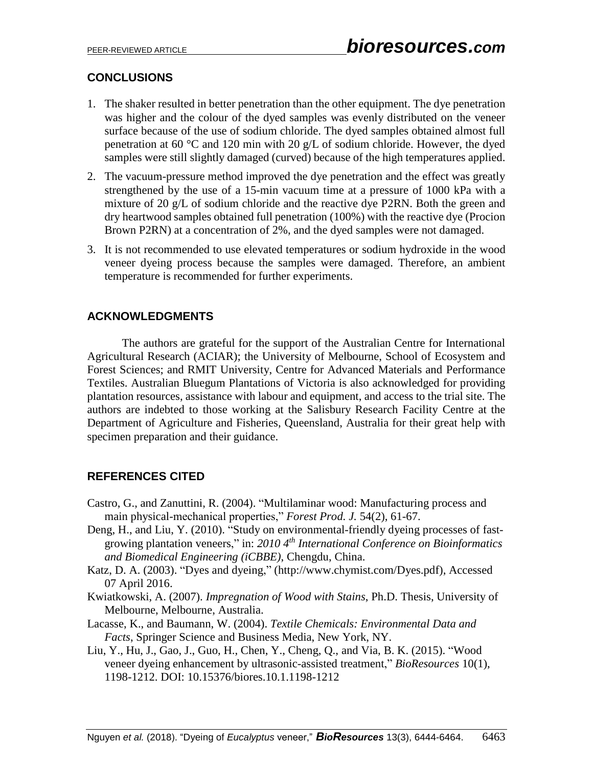## CONCLUSIONS

1. The shaker resulted in better penetration than the other equipment. The dye penetration was higher and the colour of the dyed samples was evenly distributed on the veneer surface because of the use of sodium chloride. The dyed samples obtained almost full penetration at 60 °C and 120 min with 20 g/L of sodium chloride. However, the dyed samples were still slightly damaged (curved) because of the high temperatures applied.
2. The vacuum-pressure method improved the dye penetration and the effect was greatly strengthened by the use of a 15-min vacuum time at a pressure of 1000 kPa with a mixture of 20 g/L of sodium chloride and the reactive dye P2RN. Both the green and dry heartwood samples obtained full penetration (100%) with the reactive dye (Procion Brown P2RN) at a concentration of 2%, and the dyed samples were not damaged.
3. It is not recommended to use elevated temperatures or sodium hydroxide in the wood veneer dyeing process because the samples were damaged. Therefore, an ambient temperature is recommended for further experiments.

## ACKNOWLEDGMENTS

The authors are grateful for the support of the Australian Centre for International Agricultural Research (ACIAR); the University of Melbourne, School of Ecosystem and Forest Sciences; and RMIT University, Centre for Advanced Materials and Performance Textiles. Australian Bluegum Plantations of Victoria is also acknowledged for providing plantation resources, assistance with labour and equipment, and access to the trial site. The authors are indebted to those working at the Salisbury Research Facility Centre at the Department of Agriculture and Fisheries, Queensland, Australia for their great help with specimen preparation and their guidance.

## REFERENCES CITED

Castro, G., and Zanuttini, R. (2004). "Multilaminar wood: Manufacturing process and main physical-mechanical properties," *Forest Prod. J.* 54(2), 61-67.

Deng, H., and Liu, Y. (2010). "Study on environmental-friendly dyeing processes of fast-growing plantation veneers," in: *2010 4th International Conference on Bioinformatics and Biomedical Engineering (iCBBE)*, Chengdu, China.

Katz, D. A. (2003). "Dyes and dyeing," (http://www.chymist.com/Dyes.pdf), Accessed 07 April 2016.

Kwiatkowski, A. (2007). *Impregnation of Wood with Stains*, Ph.D. Thesis, University of Melbourne, Melbourne, Australia.

Lacasse, K., and Baumann, W. (2004). *Textile Chemicals: Environmental Data and Facts*, Springer Science and Business Media, New York, NY.

Liu, Y., Hu, J., Gao, J., Guo, H., Chen, Y., Cheng, Q., and Via, B. K. (2015). "Wood veneer dyeing enhancement by ultrasonic-assisted treatment," *BioResources* 10(1), 1198-1212. DOI: 10.15376/biores.10.1.1198-1212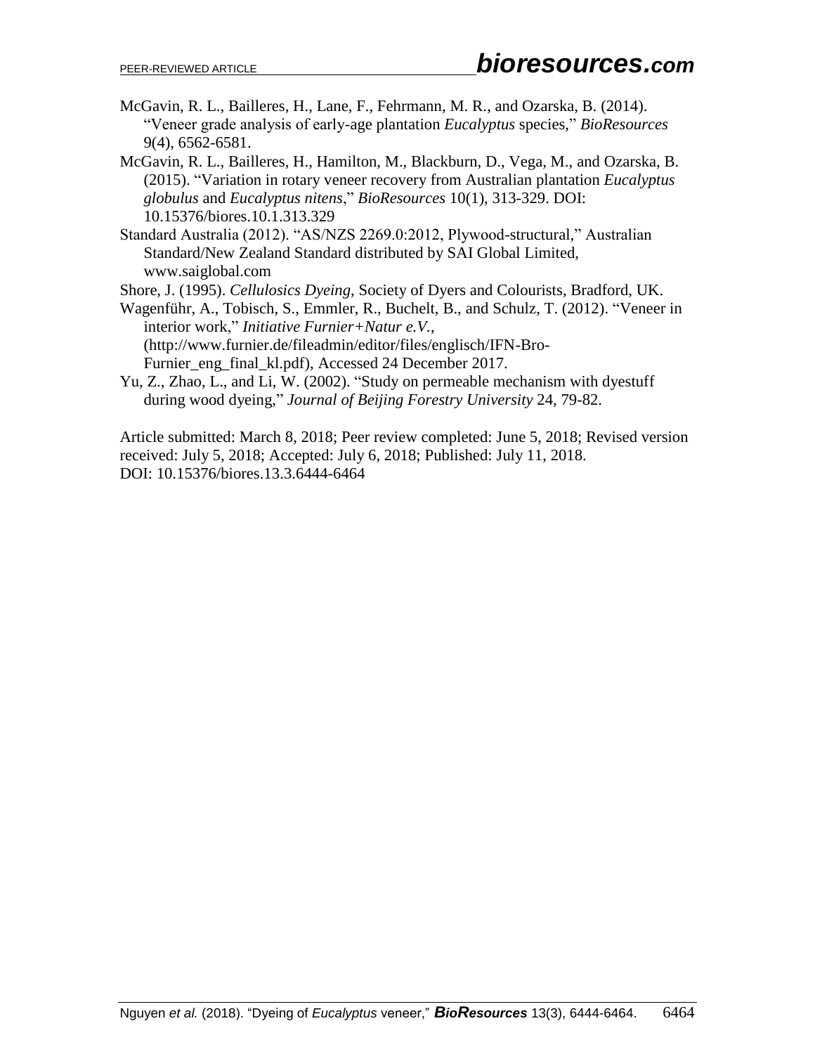McGavin, R. L., Bailleres, H., Lane, F., Fehrmann, M. R., and Ozarska, B. (2014). "Veneer grade analysis of early-age plantation *Eucalyptus* species," *BioResources* 9(4), 6562-6581.

McGavin, R. L., Bailleres, H., Hamilton, M., Blackburn, D., Vega, M., and Ozarska, B. (2015). "Variation in rotary veneer recovery from Australian plantation *Eucalyptus globulus* and *Eucalyptus nitens*," *BioResources* 10(1), 313-329. DOI: 10.15376/biores.10.1.313.329

Standard Australia (2012). "AS/NZS 2269.0:2012, Plywood-structural," Australian Standard/New Zealand Standard distributed by SAI Global Limited, www.saiglobal.com

Shore, J. (1995). *Cellulosics Dyeing*, Society of Dyers and Colourists, Bradford, UK.

Wagenführ, A., Tobisch, S., Emmler, R., Buchelt, B., and Schulz, T. (2012). "Veneer in interior work," *Initiative Furnier+Natur e.V.*, (http://www.furnier.de/fileadmin/editor/files/englisch/IFN-Bro-Furnier_eng_final_kl.pdf), Accessed 24 December 2017.

Yu, Z., Zhao, L., and Li, W. (2002). "Study on permeable mechanism with dyestuff during wood dyeing," *Journal of Beijing Forestry University* 24, 79-82.

Article submitted: March 8, 2018; Peer review completed: June 5, 2018; Revised version received: July 5, 2018; Accepted: July 6, 2018; Published: July 11, 2018.
DOI: 10.15376/biores.13.3.6444-6464